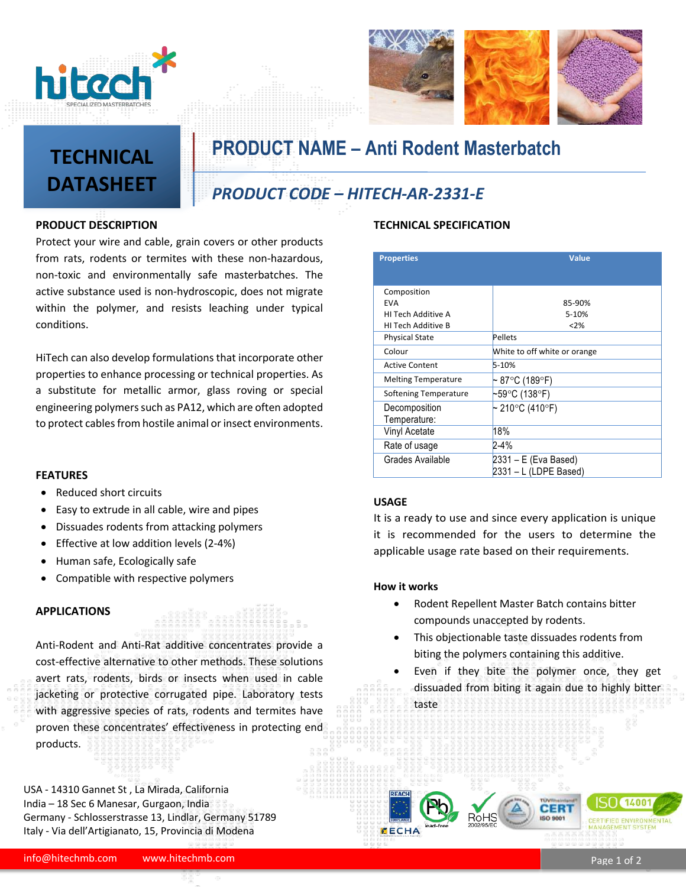# TECHNICAL DATASHEET

## PRODUCT NAME – Anti Rodent Masterbatch

### *PRODUCT CODE – HITECH-AR-2331-E*

**PRODUCT DESCRIPTION**

Protect your wire and cable, grain covers or other products from rats, rodents or termites with these non-hazardous, non-toxic and environmentally safe masterbatches. The active substance used is non-hydroscopic, does not migrate within the polymer, and resists leaching under typical conditions.

HiTech can also develop formulations that incorporate other properties to enhance processing or technical properties. As a substitute for metallic armor, glass roving or special engineering polymers such as PA12, which are often adopted to protect cables from hostile animal or insect environments.

**FEATURES**

- Reduced short circuits
- Easy to extrude in all cable, wire and pipes
- Dissuades rodents from attacking polymers
- Effective at low addition levels (2-4%)
- Human safe, Ecologically safe
- Compatible with respective polymers

**APPLICATIONS**

Anti-Rodent and Anti-Rat additive concentrates provide a cost-effective alternative to other methods. These solutions avert rats, rodents, birds or insects when used in cable jacketing or protective corrugated pipe. Laboratory tests with aggressive species of rats, rodents and termites have proven these concentrates' effectiveness in protecting end products.

**TECHNICAL SPECIFICATION**

| Properties | Value |
|---|---|
| Composition<br>EVA<br>HI Tech Additive A<br>HI Tech Additive B | <br>85-90%<br>5-10%<br><2% |
| Physical State | Pellets |
| Colour | White to off white or orange |
| Active Content | 5-10% |
| Melting Temperature | ~ 87°C (189°F) |
| Softening Temperature | ~59°C (138°F) |
| Decomposition Temperature: | ~ 210°C (410°F) |
| Vinyl Acetate | 18% |
| Rate of usage | 2-4% |
| Grades Available | 2331 – E (Eva Based)<br>2331 – L (LDPE Based) |

**USAGE**

It is a ready to use and since every application is unique it is recommended for the users to determine the applicable usage rate based on their requirements.

**How it works**

- Rodent Repellent Master Batch contains bitter compounds unaccepted by rodents.
- This objectionable taste dissuades rodents from biting the polymers containing this additive.
- Even if they bite the polymer once, they get dissuaded from biting it again due to highly bitter taste

USA - 14310 Gannet St , La Mirada, California
India – 18 Sec 6 Manesar, Gurgaon, India
Germany - Schlosserstrasse 13, Lindlar, Germany 51789
Italy - Via dell'Artigianato, 15, Provincia di Modena

info@hitechmb.com www.hitechmb.com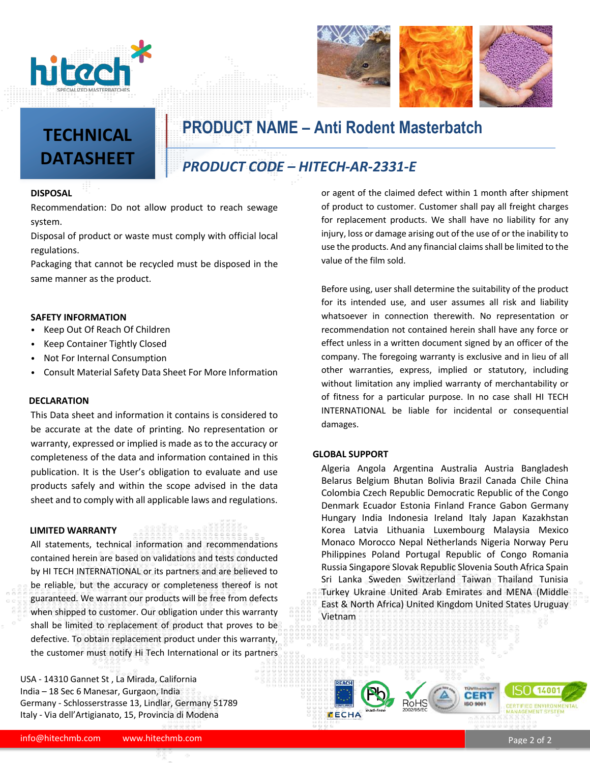# TECHNICAL DATASHEET

## PRODUCT NAME – Anti Rodent Masterbatch

### *PRODUCT CODE – HITECH-AR-2331-E*

**DISPOSAL**

Recommendation: Do not allow product to reach sewage system.

Disposal of product or waste must comply with official local regulations.

Packaging that cannot be recycled must be disposed in the same manner as the product.

**SAFETY INFORMATION**

- Keep Out Of Reach Of Children
- Keep Container Tightly Closed
- Not For Internal Consumption
- Consult Material Safety Data Sheet For More Information

**DECLARATION**

This Data sheet and information it contains is considered to be accurate at the date of printing. No representation or warranty, expressed or implied is made as to the accuracy or completeness of the data and information contained in this publication. It is the User's obligation to evaluate and use products safely and within the scope advised in the data sheet and to comply with all applicable laws and regulations.

**LIMITED WARRANTY**

All statements, technical information and recommendations contained herein are based on validations and tests conducted by HI TECH INTERNATIONAL or its partners and are believed to be reliable, but the accuracy or completeness thereof is not guaranteed. We warrant our products will be free from defects when shipped to customer. Our obligation under this warranty shall be limited to replacement of product that proves to be defective. To obtain replacement product under this warranty, the customer must notify Hi Tech International or its partners or agent of the claimed defect within 1 month after shipment of product to customer. Customer shall pay all freight charges for replacement products. We shall have no liability for any injury, loss or damage arising out of the use of or the inability to use the products. And any financial claims shall be limited to the value of the film sold.

Before using, user shall determine the suitability of the product for its intended use, and user assumes all risk and liability whatsoever in connection therewith. No representation or recommendation not contained herein shall have any force or effect unless in a written document signed by an officer of the company. The foregoing warranty is exclusive and in lieu of all other warranties, express, implied or statutory, including without limitation any implied warranty of merchantability or of fitness for a particular purpose. In no case shall HI TECH INTERNATIONAL be liable for incidental or consequential damages.

**GLOBAL SUPPORT**

Algeria Angola Argentina Australia Austria Bangladesh Belarus Belgium Bhutan Bolivia Brazil Canada Chile China Colombia Czech Republic Democratic Republic of the Congo Denmark Ecuador Estonia Finland France Gabon Germany Hungary India Indonesia Ireland Italy Japan Kazakhstan Korea Latvia Lithuania Luxembourg Malaysia Mexico Monaco Morocco Nepal Netherlands Nigeria Norway Peru Philippines Poland Portugal Republic of Congo Romania Russia Singapore Slovak Republic Slovenia South Africa Spain Sri Lanka Sweden Switzerland Taiwan Thailand Tunisia Turkey Ukraine United Arab Emirates and MENA (Middle East & North Africa) United Kingdom United States Uruguay Vietnam

USA - 14310 Gannet St , La Mirada, California
India – 18 Sec 6 Manesar, Gurgaon, India
Germany - Schlosserstrasse 13, Lindlar, Germany 51789
Italy - Via dell'Artigianato, 15, Provincia di Modena

info@hitechmb.com www.hitechmb.com